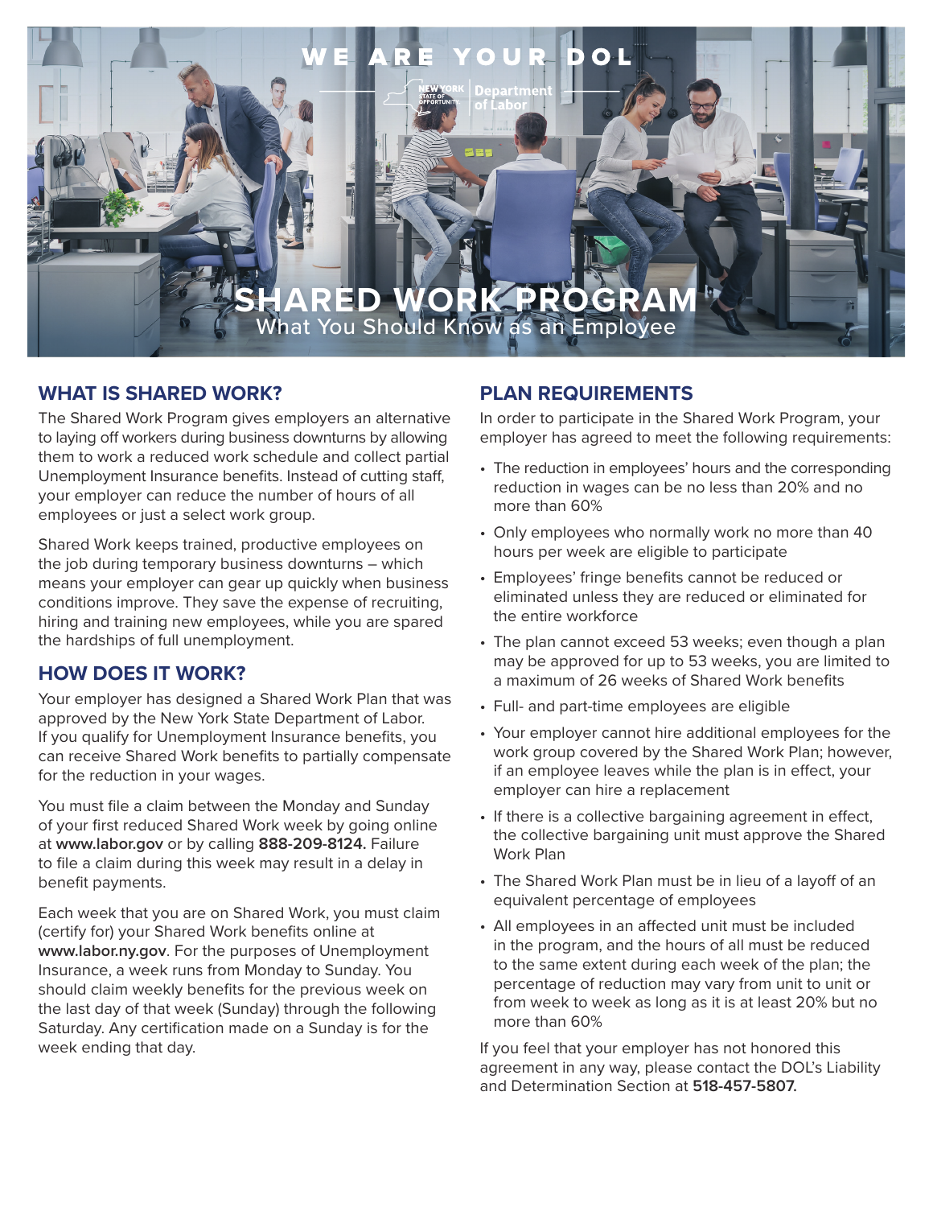WE ARE YOUR DOL

NEW YORK STATE OF OPPORTUNITY | Department of Labor

# SHARED WORK PROGRAM

What You Should Know as an Employee

## WHAT IS SHARED WORK?

The Shared Work Program gives employers an alternative to laying off workers during business downturns by allowing them to work a reduced work schedule and collect partial Unemployment Insurance benefits. Instead of cutting staff, your employer can reduce the number of hours of all employees or just a select work group.

Shared Work keeps trained, productive employees on the job during temporary business downturns – which means your employer can gear up quickly when business conditions improve. They save the expense of recruiting, hiring and training new employees, while you are spared the hardships of full unemployment.

## HOW DOES IT WORK?

Your employer has designed a Shared Work Plan that was approved by the New York State Department of Labor. If you qualify for Unemployment Insurance benefits, you can receive Shared Work benefits to partially compensate for the reduction in your wages.

You must file a claim between the Monday and Sunday of your first reduced Shared Work week by going online at **www.labor.gov** or by calling **888-209-8124.** Failure to file a claim during this week may result in a delay in benefit payments.

Each week that you are on Shared Work, you must claim (certify for) your Shared Work benefits online at **www.labor.ny.gov**. For the purposes of Unemployment Insurance, a week runs from Monday to Sunday. You should claim weekly benefits for the previous week on the last day of that week (Sunday) through the following Saturday. Any certification made on a Sunday is for the week ending that day.

## PLAN REQUIREMENTS

In order to participate in the Shared Work Program, your employer has agreed to meet the following requirements:

- The reduction in employees' hours and the corresponding reduction in wages can be no less than 20% and no more than 60%
- Only employees who normally work no more than 40 hours per week are eligible to participate
- Employees' fringe benefits cannot be reduced or eliminated unless they are reduced or eliminated for the entire workforce
- The plan cannot exceed 53 weeks; even though a plan may be approved for up to 53 weeks, you are limited to a maximum of 26 weeks of Shared Work benefits
- Full- and part-time employees are eligible
- Your employer cannot hire additional employees for the work group covered by the Shared Work Plan; however, if an employee leaves while the plan is in effect, your employer can hire a replacement
- If there is a collective bargaining agreement in effect, the collective bargaining unit must approve the Shared Work Plan
- The Shared Work Plan must be in lieu of a layoff of an equivalent percentage of employees
- All employees in an affected unit must be included in the program, and the hours of all must be reduced to the same extent during each week of the plan; the percentage of reduction may vary from unit to unit or from week to week as long as it is at least 20% but no more than 60%

If you feel that your employer has not honored this agreement in any way, please contact the DOL's Liability and Determination Section at **518-457-5807.**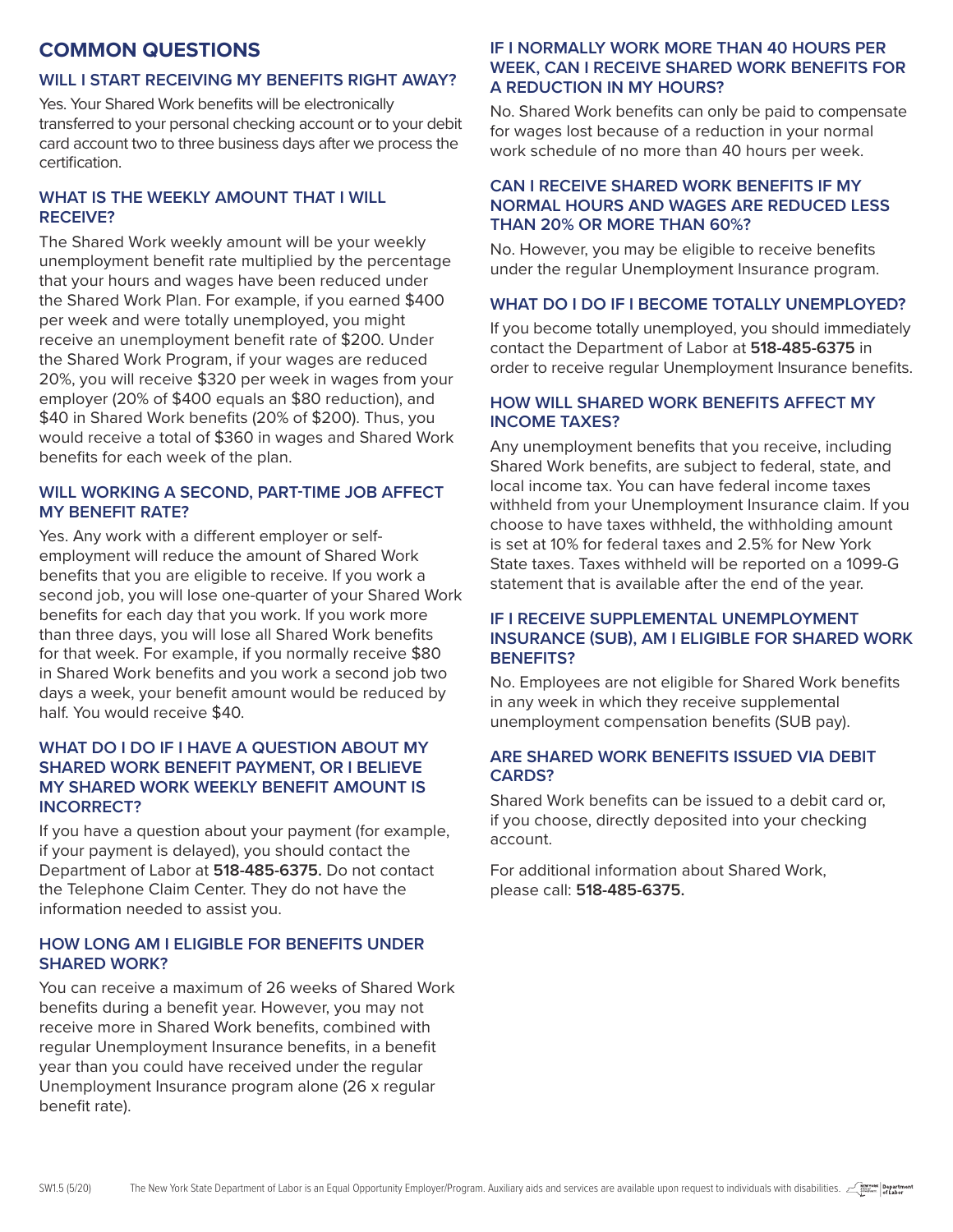## COMMON QUESTIONS

### WILL I START RECEIVING MY BENEFITS RIGHT AWAY?

Yes. Your Shared Work benefits will be electronically transferred to your personal checking account or to your debit card account two to three business days after we process the certification.

### WHAT IS THE WEEKLY AMOUNT THAT I WILL RECEIVE?

The Shared Work weekly amount will be your weekly unemployment benefit rate multiplied by the percentage that your hours and wages have been reduced under the Shared Work Plan. For example, if you earned $400 per week and were totally unemployed, you might receive an unemployment benefit rate of $200. Under the Shared Work Program, if your wages are reduced 20%, you will receive $320 per week in wages from your employer (20% of $400 equals an $80 reduction), and $40 in Shared Work benefits (20% of $200). Thus, you would receive a total of $360 in wages and Shared Work benefits for each week of the plan.

### WILL WORKING A SECOND, PART-TIME JOB AFFECT MY BENEFIT RATE?

Yes. Any work with a different employer or self-employment will reduce the amount of Shared Work benefits that you are eligible to receive. If you work a second job, you will lose one-quarter of your Shared Work benefits for each day that you work. If you work more than three days, you will lose all Shared Work benefits for that week. For example, if you normally receive $80 in Shared Work benefits and you work a second job two days a week, your benefit amount would be reduced by half. You would receive $40.

### WHAT DO I DO IF I HAVE A QUESTION ABOUT MY SHARED WORK BENEFIT PAYMENT, OR I BELIEVE MY SHARED WORK WEEKLY BENEFIT AMOUNT IS INCORRECT?

If you have a question about your payment (for example, if your payment is delayed), you should contact the Department of Labor at **518-485-6375.** Do not contact the Telephone Claim Center. They do not have the information needed to assist you.

### HOW LONG AM I ELIGIBLE FOR BENEFITS UNDER SHARED WORK?

You can receive a maximum of 26 weeks of Shared Work benefits during a benefit year. However, you may not receive more in Shared Work benefits, combined with regular Unemployment Insurance benefits, in a benefit year than you could have received under the regular Unemployment Insurance program alone (26 x regular benefit rate).

### IF I NORMALLY WORK MORE THAN 40 HOURS PER WEEK, CAN I RECEIVE SHARED WORK BENEFITS FOR A REDUCTION IN MY HOURS?

No. Shared Work benefits can only be paid to compensate for wages lost because of a reduction in your normal work schedule of no more than 40 hours per week.

### CAN I RECEIVE SHARED WORK BENEFITS IF MY NORMAL HOURS AND WAGES ARE REDUCED LESS THAN 20% OR MORE THAN 60%?

No. However, you may be eligible to receive benefits under the regular Unemployment Insurance program.

### WHAT DO I DO IF I BECOME TOTALLY UNEMPLOYED?

If you become totally unemployed, you should immediately contact the Department of Labor at **518-485-6375** in order to receive regular Unemployment Insurance benefits.

### HOW WILL SHARED WORK BENEFITS AFFECT MY INCOME TAXES?

Any unemployment benefits that you receive, including Shared Work benefits, are subject to federal, state, and local income tax. You can have federal income taxes withheld from your Unemployment Insurance claim. If you choose to have taxes withheld, the withholding amount is set at 10% for federal taxes and 2.5% for New York State taxes. Taxes withheld will be reported on a 1099-G statement that is available after the end of the year.

### IF I RECEIVE SUPPLEMENTAL UNEMPLOYMENT INSURANCE (SUB), AM I ELIGIBLE FOR SHARED WORK BENEFITS?

No. Employees are not eligible for Shared Work benefits in any week in which they receive supplemental unemployment compensation benefits (SUB pay).

### ARE SHARED WORK BENEFITS ISSUED VIA DEBIT CARDS?

Shared Work benefits can be issued to a debit card or, if you choose, directly deposited into your checking account.

For additional information about Shared Work, please call: **518-485-6375.**

SW1.5 (5/20) The New York State Department of Labor is an Equal Opportunity Employer/Program. Auxiliary aids and services are available upon request to individuals with disabilities.